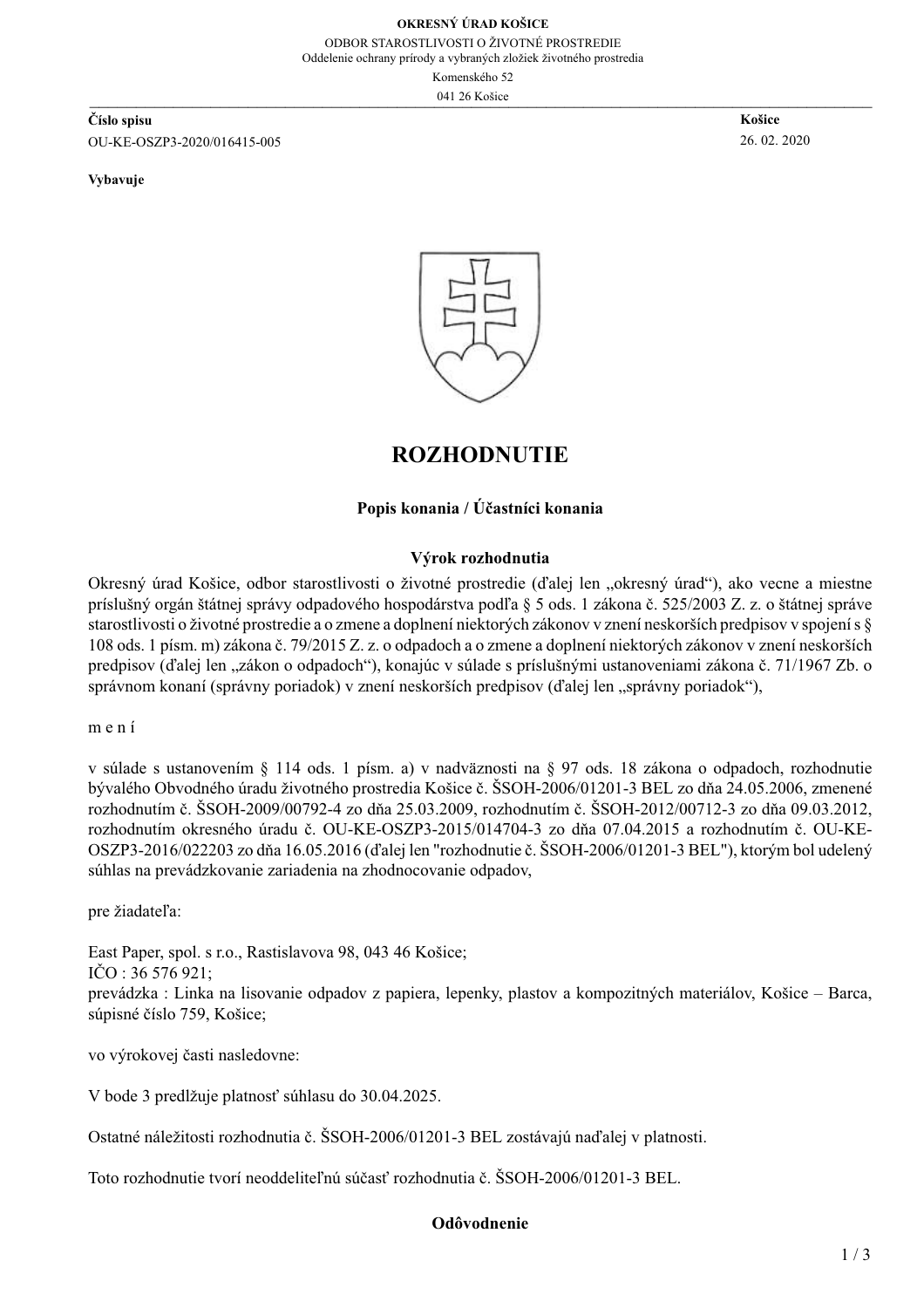**OKRESNÝ ÚRAD KOŠICE**

ODBOR STAROSTLIVOSTI O ŽIVOTNÉ PROSTREDIE

Oddelenie ochrany prírody a vybraných zložiek životného prostredia

Komenského 52

041 26 Košice

**Číslo spisu**

OU-KE-OSZP3-2020/016415-005

**Košice**

26. 02. 2020

**Vybavuje**

# ROZHODNUTIE

### Popis konania / Účastníci konania

### Výrok rozhodnutia

Okresný úrad Košice, odbor starostlivosti o životné prostredie (ďalej len „okresný úrad"), ako vecne a miestne príslušný orgán štátnej správy odpadového hospodárstva podľa § 5 ods. 1 zákona č. 525/2003 Z. z. o štátnej správe starostlivosti o životné prostredie a o zmene a doplnení niektorých zákonov v znení neskorších predpisov v spojení s § 108 ods. 1 písm. m) zákona č. 79/2015 Z. z. o odpadoch a o zmene a doplnení niektorých zákonov v znení neskorších predpisov (ďalej len „zákon o odpadoch"), konajúc v súlade s príslušnými ustanoveniami zákona č. 71/1967 Zb. o správnom konaní (správny poriadok) v znení neskorších predpisov (ďalej len „správny poriadok"),

m e n í

v súlade s ustanovením § 114 ods. 1 písm. a) v nadväznosti na § 97 ods. 18 zákona o odpadoch, rozhodnutie bývalého Obvodného úradu životného prostredia Košice č. ŠSOH-2006/01201-3 BEL zo dňa 24.05.2006, zmenené rozhodnutím č. ŠSOH-2009/00792-4 zo dňa 25.03.2009, rozhodnutím č. ŠSOH-2012/00712-3 zo dňa 09.03.2012, rozhodnutím okresného úradu č. OU-KE-OSZP3-2015/014704-3 zo dňa 07.04.2015 a rozhodnutím č. OU-KE-OSZP3-2016/022203 zo dňa 16.05.2016 (ďalej len "rozhodnutie č. ŠSOH-2006/01201-3 BEL"), ktorým bol udelený súhlas na prevádzkovanie zariadenia na zhodnocovanie odpadov,

pre žiadateľa:

East Paper, spol. s r.o., Rastislavova 98, 043 46 Košice;
IČO : 36 576 921;
prevádzka : Linka na lisovanie odpadov z papiera, lepenky, plastov a kompozitných materiálov, Košice – Barca, súpisné číslo 759, Košice;

vo výrokovej časti nasledovne:

V bode 3 predlžuje platnosť súhlasu do 30.04.2025.

Ostatné náležitosti rozhodnutia č. ŠSOH-2006/01201-3 BEL zostávajú naďalej v platnosti.

Toto rozhodnutie tvorí neoddeliteľnú súčasť rozhodnutia č. ŠSOH-2006/01201-3 BEL.

### Odôvodnenie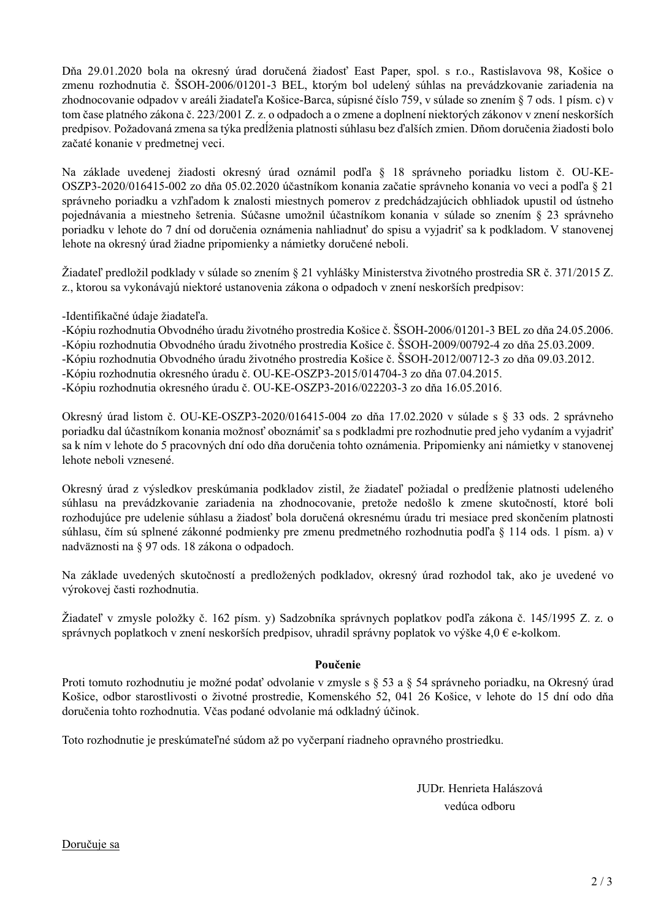Dňa 29.01.2020 bola na okresný úrad doručená žiadosť East Paper, spol. s r.o., Rastislavova 98, Košice o zmenu rozhodnutia č. ŠSOH-2006/01201-3 BEL, ktorým bol udelený súhlas na prevádzkovanie zariadenia na zhodnocovanie odpadov v areáli žiadateľa Košice-Barca, súpisné číslo 759, v súlade so znením § 7 ods. 1 písm. c) v tom čase platného zákona č. 223/2001 Z. z. o odpadoch a o zmene a doplnení niektorých zákonov v znení neskorších predpisov. Požadovaná zmena sa týka predĺženia platnosti súhlasu bez ďalších zmien. Dňom doručenia žiadosti bolo začaté konanie v predmetnej veci.

Na základe uvedenej žiadosti okresný úrad oznámil podľa § 18 správneho poriadku listom č. OU-KE-OSZP3-2020/016415-002 zo dňa 05.02.2020 účastníkom konania začatie správneho konania vo veci a podľa § 21 správneho poriadku a vzhľadom k znalosti miestnych pomerov z predchádzajúcich obhliadok upustil od ústneho pojednávania a miestneho šetrenia. Súčasne umožnil účastníkom konania v súlade so znením § 23 správneho poriadku v lehote do 7 dní od doručenia oznámenia nahliadnuť do spisu a vyjadriť sa k podkladom. V stanovenej lehote na okresný úrad žiadne pripomienky a námietky doručené neboli.

Žiadateľ predložil podklady v súlade so znením § 21 vyhlášky Ministerstva životného prostredia SR č. 371/2015 Z. z., ktorou sa vykonávajú niektoré ustanovenia zákona o odpadoch v znení neskorších predpisov:

-Identifikačné údaje žiadateľa.
-Kópiu rozhodnutia Obvodného úradu životného prostredia Košice č. ŠSOH-2006/01201-3 BEL zo dňa 24.05.2006.
-Kópiu rozhodnutia Obvodného úradu životného prostredia Košice č. ŠSOH-2009/00792-4 zo dňa 25.03.2009.
-Kópiu rozhodnutia Obvodného úradu životného prostredia Košice č. ŠSOH-2012/00712-3 zo dňa 09.03.2012.
-Kópiu rozhodnutia okresného úradu č. OU-KE-OSZP3-2015/014704-3 zo dňa 07.04.2015.
-Kópiu rozhodnutia okresného úradu č. OU-KE-OSZP3-2016/022203-3 zo dňa 16.05.2016.

Okresný úrad listom č. OU-KE-OSZP3-2020/016415-004 zo dňa 17.02.2020 v súlade s § 33 ods. 2 správneho poriadku dal účastníkom konania možnosť oboznámiť sa s podkladmi pre rozhodnutie pred jeho vydaním a vyjadriť sa k nim v lehote do 5 pracovných dní odo dňa doručenia tohto oznámenia. Pripomienky ani námietky v stanovenej lehote neboli vznesené.

Okresný úrad z výsledkov preskúmania podkladov zistil, že žiadateľ požiadal o predĺženie platnosti udeleného súhlasu na prevádzkovanie zariadenia na zhodnocovanie, pretože nedošlo k zmene skutočností, ktoré boli rozhodujúce pre udelenie súhlasu a žiadosť bola doručená okresnému úradu tri mesiace pred skončením platnosti súhlasu, čím sú splnené zákonné podmienky pre zmenu predmetného rozhodnutia podľa § 114 ods. 1 písm. a) v nadväznosti na § 97 ods. 18 zákona o odpadoch.

Na základe uvedených skutočností a predložených podkladov, okresný úrad rozhodol tak, ako je uvedené vo výrokovej časti rozhodnutia.

Žiadateľ v zmysle položky č. 162 písm. y) Sadzobníka správnych poplatkov podľa zákona č. 145/1995 Z. z. o správnych poplatkoch v znení neskorších predpisov, uhradil správny poplatok vo výške 4,0 € e-kolkom.

**Poučenie**

Proti tomuto rozhodnutiu je možné podať odvolanie v zmysle s § 53 a § 54 správneho poriadku, na Okresný úrad Košice, odbor starostlivosti o životné prostredie, Komenského 52, 041 26 Košice, v lehote do 15 dní odo dňa doručenia tohto rozhodnutia. Včas podané odvolanie má odkladný účinok.

Toto rozhodnutie je preskúmateľné súdom až po vyčerpaní riadneho opravného prostriedku.

JUDr. Henrieta Halászová
vedúca odboru

Doručuje sa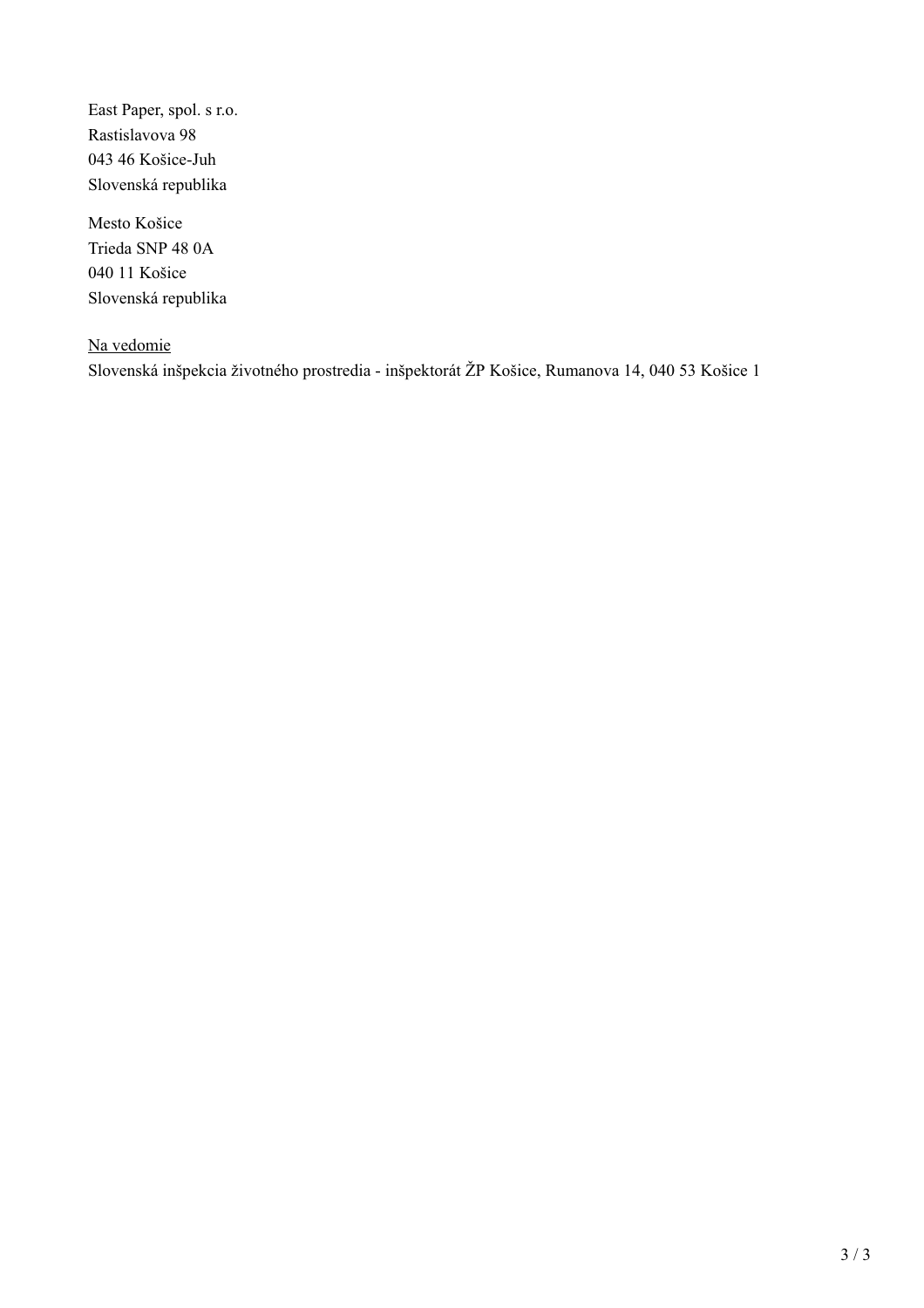East Paper, spol. s r.o.  
Rastislavova 98  
043 46 Košice-Juh  
Slovenská republika

Mesto Košice  
Trieda SNP 48 0A  
040 11 Košice  
Slovenská republika

<u>Na vedomie</u>  
Slovenská inšpekcia životného prostredia - inšpektorát ŽP Košice, Rumanova 14, 040 53 Košice 1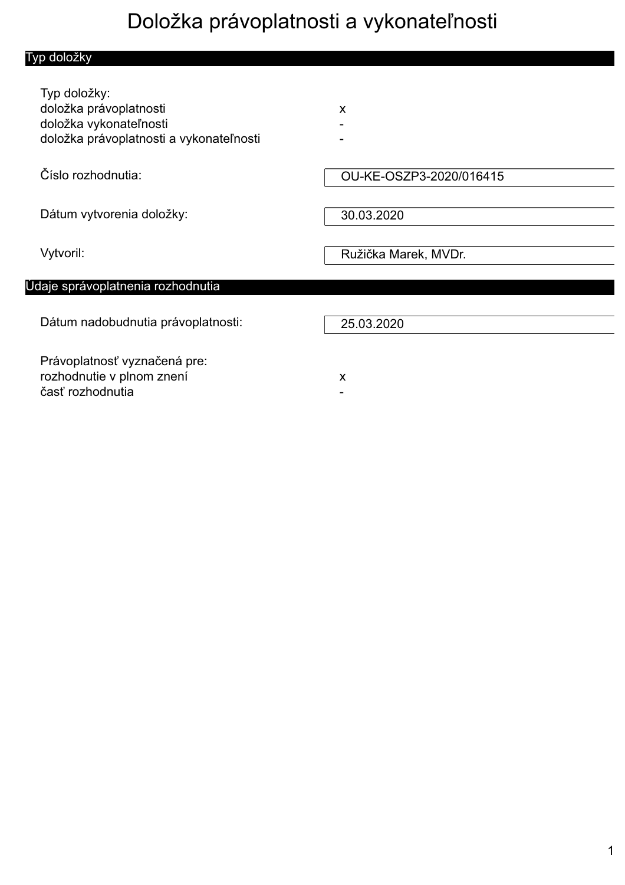# Doložka právoplatnosti a vykonateľnosti

## Typ doložky

Typ doložky:

| | |
|---|---|
| doložka právoplatnosti | x |
| doložka vykonateľnosti | - |
| doložka právoplatnosti a vykonateľnosti | - |

| | |
|---|---|
| Číslo rozhodnutia: | OU-KE-OSZP3-2020/016415 |
| Dátum vytvorenia doložky: | 30.03.2020 |
| Vytvoril: | Ružička Marek, MVDr. |

## Údaje správoplatnenia rozhodnutia

| | |
|---|---|
| Dátum nadobudnutia právoplatnosti: | 25.03.2020 |

Právoplatnosť vyznačená pre:

| | |
|---|---|
| rozhodnutie v plnom znení | x |
| časť rozhodnutia | - |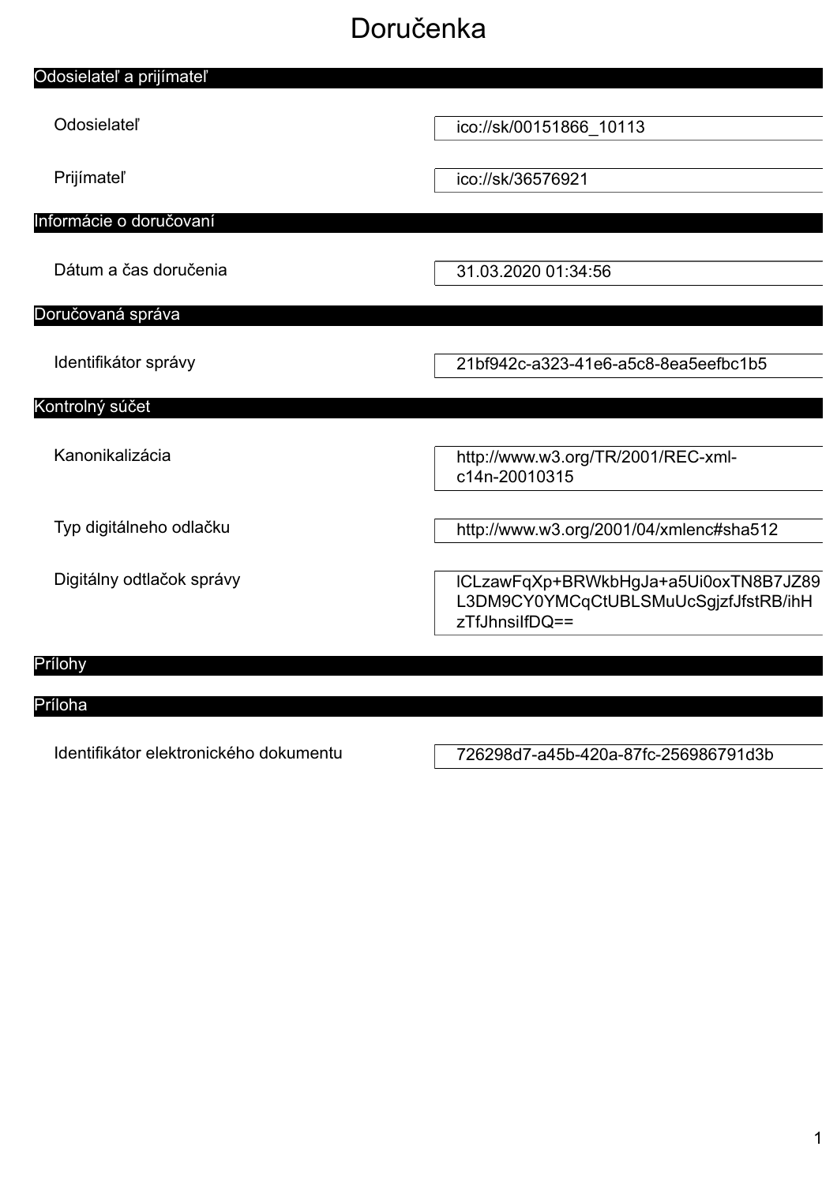# Doručenka

## Odosielateľ a prijímateľ

| | |
|---|---|
| Odosielateľ | ico://sk/00151866_10113 |
| Prijímateľ | ico://sk/36576921 |

## Informácie o doručovaní

| | |
|---|---|
| Dátum a čas doručenia | 31.03.2020 01:34:56 |

## Doručovaná správa

| | |
|---|---|
| Identifikátor správy | 21bf942c-a323-41e6-a5c8-8ea5eefbc1b5 |

## Kontrolný súčet

| | |
|---|---|
| Kanonikalizácia | http://www.w3.org/TR/2001/REC-xml-c14n-20010315 |
| Typ digitálneho odlačku | http://www.w3.org/2001/04/xmlenc#sha512 |
| Digitálny odtlačok správy | lCLzawFqXp+BRWkbHgJa+a5Ui0oxTN8B7JZ89L3DM9CY0YMCqCtUBLSMuUcSgjzfJfstRB/ihHzTfJhnsiIfDQ== |

## Prílohy

### Príloha

| | |
|---|---|
| Identifikátor elektronického dokumentu | 726298d7-a45b-420a-87fc-256986791d3b |